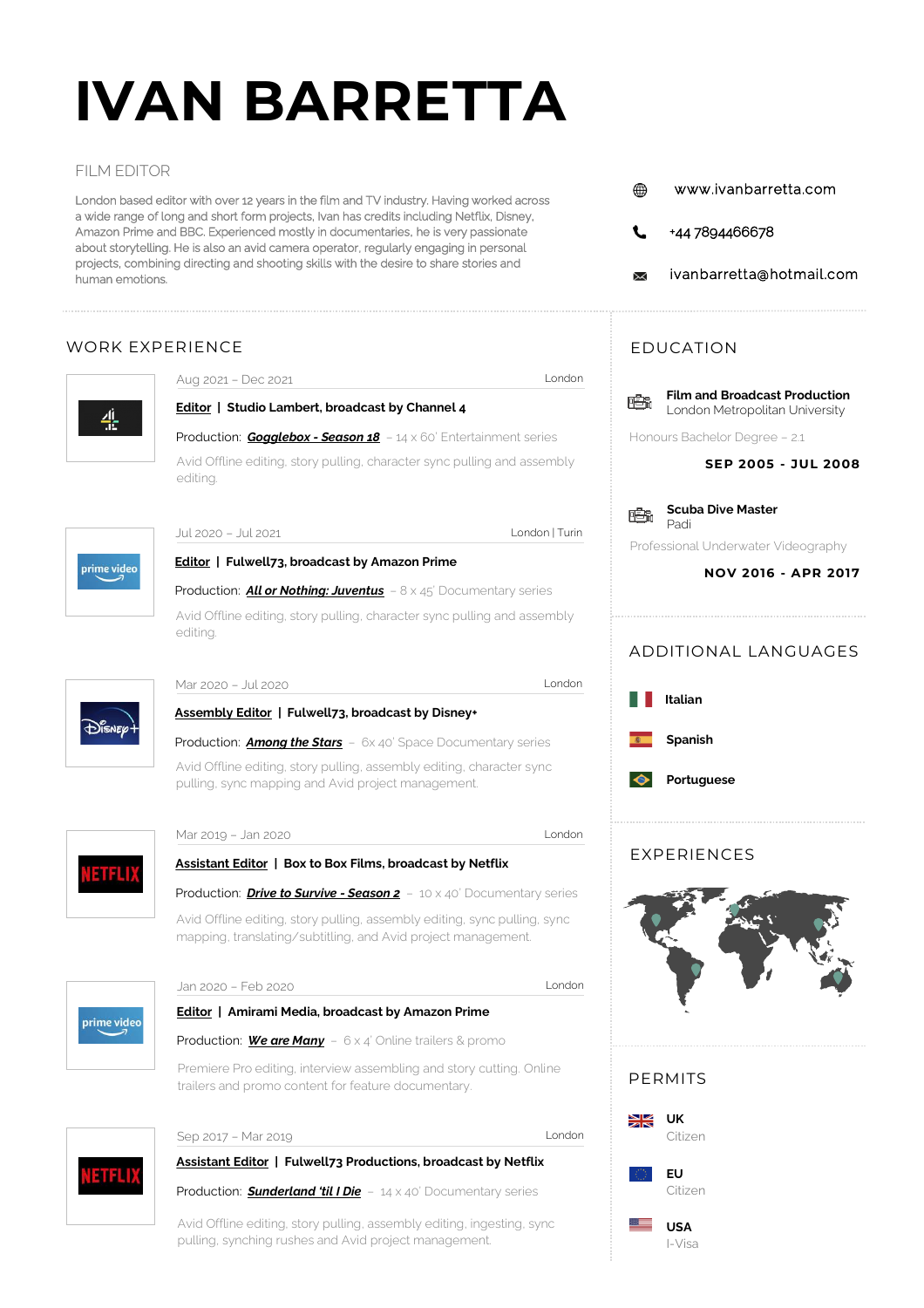# IVAN BARRETTA

FILM EDITOR

London based editor with over 12 years in the film and TV industry. Having worked across a wide range of long and short form projects, Ivan has credits including Netflix, Disney, Amazon Prime and BBC. Experienced mostly in documentaries, he is very passionate about storytelling. He is also an avid camera operator, regularly engaging in personal projects, combining directing and shooting skills with the desire to share stories and human emotions.

www.ivanbarretta.com

+44 7894466678

ivanbarretta@hotmail.com

## WORK EXPERIENCE

Aug 2021 – Dec 2021 — London

**Editor | Studio Lambert, broadcast by Channel 4**

Production: ***Gogglebox - Season 18*** – 14 x 60' Entertainment series

Avid Offline editing, story pulling, character sync pulling and assembly editing.

Jul 2020 – Jul 2021 — London | Turin

**Editor | Fulwell73, broadcast by Amazon Prime**

Production: ***All or Nothing: Juventus*** – 8 x 45' Documentary series

Avid Offline editing, story pulling, character sync pulling and assembly editing.

Mar 2020 – Jul 2020 — London

**Assembly Editor | Fulwell73, broadcast by Disney+**

Production: ***Among the Stars*** – 6x 40' Space Documentary series

Avid Offline editing, story pulling, assembly editing, character sync pulling, sync mapping and Avid project management.

Mar 2019 – Jan 2020 — London

**Assistant Editor | Box to Box Films, broadcast by Netflix**

Production: ***Drive to Survive - Season 2*** – 10 x 40' Documentary series

Avid Offline editing, story pulling, assembly editing, sync pulling, sync mapping, translating/subtitling, and Avid project management.

Jan 2020 – Feb 2020 — London

**Editor | Amirami Media, broadcast by Amazon Prime**

Production: ***We are Many*** – 6 x 4' Online trailers & promo

Premiere Pro editing, interview assembling and story cutting. Online trailers and promo content for feature documentary.

Sep 2017 – Mar 2019 — London

**Assistant Editor | Fulwell73 Productions, broadcast by Netflix**

Production: ***Sunderland 'til I Die*** – 14 x 40' Documentary series

Avid Offline editing, story pulling, assembly editing, ingesting, sync pulling, synching rushes and Avid project management.

## EDUCATION

**Film and Broadcast Production**
London Metropolitan University

Honours Bachelor Degree – 2:1

**SEP 2005 - JUL 2008**

**Scuba Dive Master**
Padi

Professional Underwater Videography

**NOV 2016 - APR 2017**

## ADDITIONAL LANGUAGES

- **Italian**
- **Spanish**
- **Portuguese**

## EXPERIENCES

## PERMITS

**UK**
Citizen

**EU**
Citizen

**USA**
I-Visa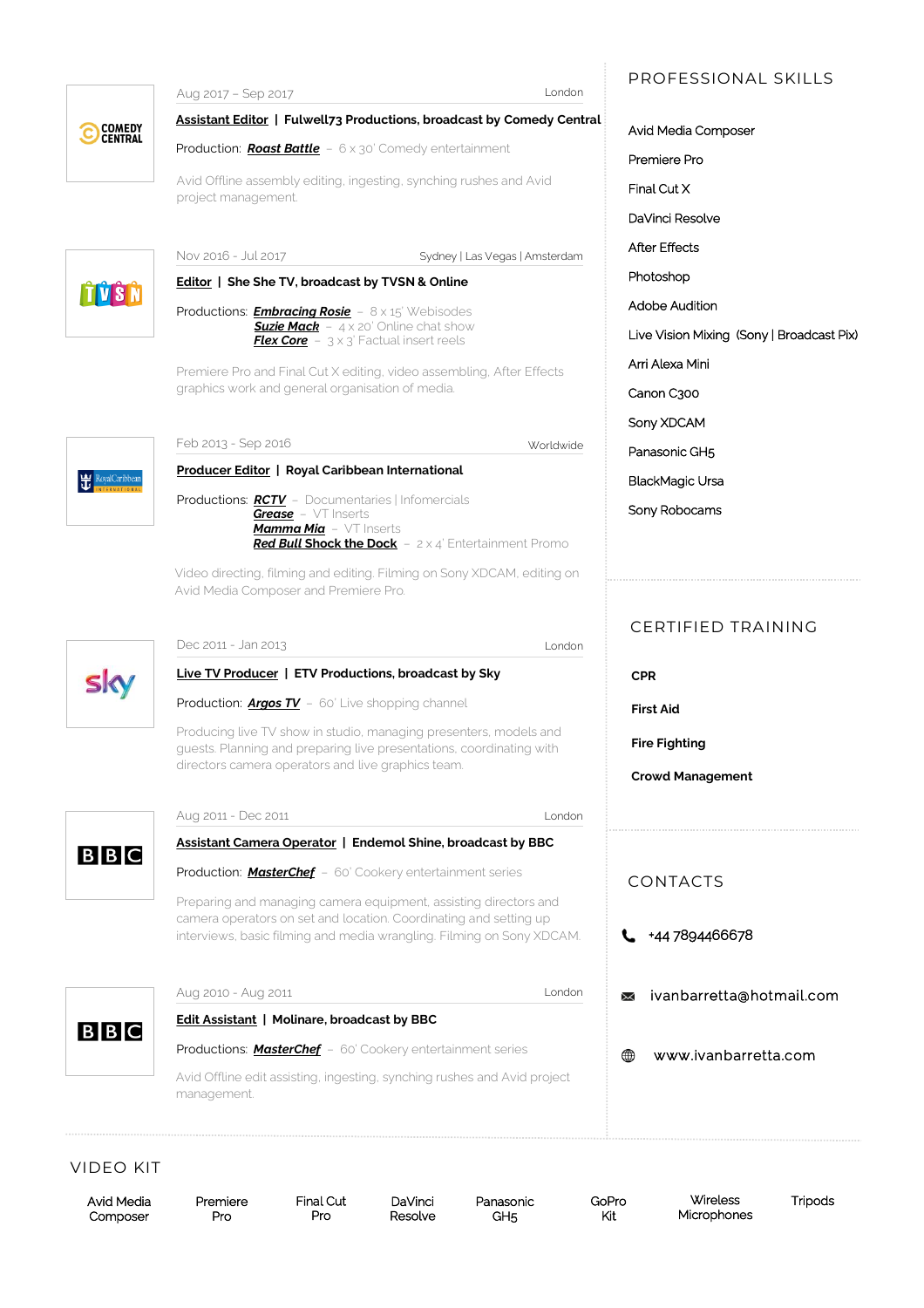Aug 2017 – Sep 2017 — London

**Assistant Editor** | **Fulwell73 Productions, broadcast by Comedy Central**

Production: ***Roast Battle*** – 6 x 30' Comedy entertainment

Avid Offline assembly editing, ingesting, synching rushes and Avid project management.

Nov 2016 - Jul 2017 — Sydney | Las Vegas | Amsterdam

**Editor** | **She She TV, broadcast by TVSN & Online**

Productions: ***Embracing Rosie*** – 8 x 15' Webisodes
***Suzie Mack*** – 4 x 20' Online chat show
***Flex Core*** – 3 x 3' Factual insert reels

Premiere Pro and Final Cut X editing, video assembling, After Effects graphics work and general organisation of media.

Feb 2013 - Sep 2016 — Worldwide

**Producer Editor** | **Royal Caribbean International**

Productions: ***RCTV*** – Documentaries | Infomercials
***Grease*** – VT Inserts
***Mamma Mia*** – VT Inserts
***Red Bull Shock the Dock*** – 2 x 4' Entertainment Promo

Video directing, filming and editing. Filming on Sony XDCAM, editing on Avid Media Composer and Premiere Pro.

Dec 2011 - Jan 2013 — London

**Live TV Producer** | **ETV Productions, broadcast by Sky**

Production: ***Argos TV*** – 60' Live shopping channel

Producing live TV show in studio, managing presenters, models and guests. Planning and preparing live presentations, coordinating with directors camera operators and live graphics team.

Aug 2011 - Dec 2011 — London

**Assistant Camera Operator** | **Endemol Shine, broadcast by BBC**

Production: ***MasterChef*** – 60' Cookery entertainment series

Preparing and managing camera equipment, assisting directors and camera operators on set and location. Coordinating and setting up interviews, basic filming and media wrangling. Filming on Sony XDCAM.

Aug 2010 - Aug 2011 — London

**Edit Assistant** | **Molinare, broadcast by BBC**

Productions: ***MasterChef*** – 60' Cookery entertainment series

Avid Offline edit assisting, ingesting, synching rushes and Avid project management.

## PROFESSIONAL SKILLS

- Avid Media Composer
- Premiere Pro
- Final Cut X
- DaVinci Resolve
- After Effects
- Photoshop
- Adobe Audition
- Live Vision Mixing (Sony | Broadcast Pix)
- Arri Alexa Mini
- Canon C300
- Sony XDCAM
- Panasonic GH5
- BlackMagic Ursa
- Sony Robocams

## CERTIFIED TRAINING

- **CPR**
- **First Aid**
- **Fire Fighting**
- **Crowd Management**

## CONTACTS

+44 7894466678

ivanbarretta@hotmail.com

www.ivanbarretta.com

## VIDEO KIT

Avid Media Composer | Premiere Pro | Final Cut Pro | DaVinci Resolve | Panasonic GH5 | GoPro Kit | Wireless Microphones | Tripods